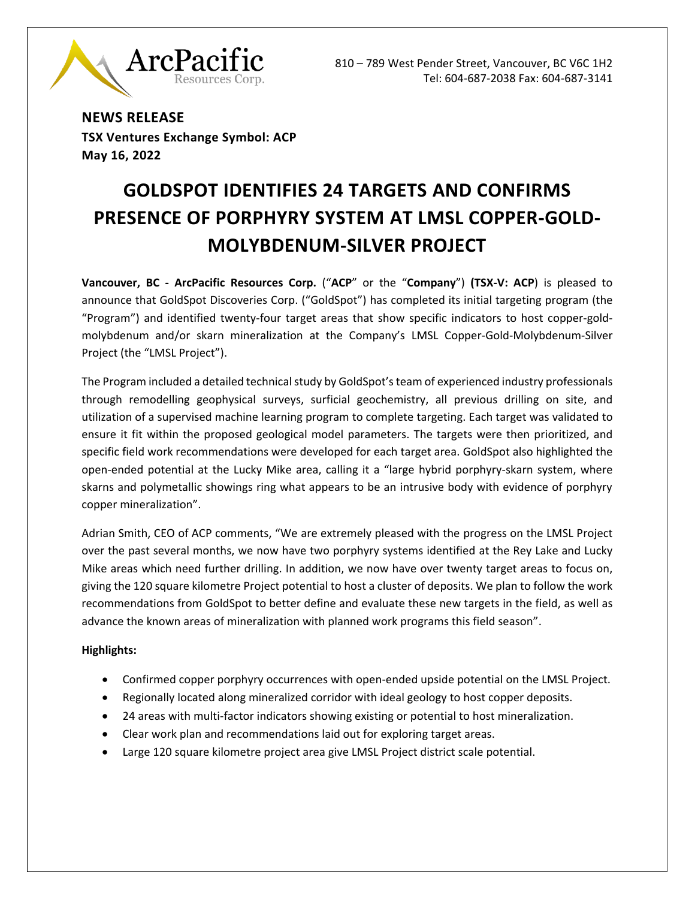ArcPacific Resources Corp.

810 – 789 West Pender Street, Vancouver, BC V6C 1H2
Tel: 604-687-2038 Fax: 604-687-3141

**NEWS RELEASE**
**TSX Ventures Exchange Symbol: ACP**
**May 16, 2022**

# GOLDSPOT IDENTIFIES 24 TARGETS AND CONFIRMS PRESENCE OF PORPHYRY SYSTEM AT LMSL COPPER-GOLD-MOLYBDENUM-SILVER PROJECT

**Vancouver, BC - ArcPacific Resources Corp.** ("**ACP**" or the "**Company**") **(TSX-V: ACP**) is pleased to announce that GoldSpot Discoveries Corp. ("GoldSpot") has completed its initial targeting program (the "Program") and identified twenty-four target areas that show specific indicators to host copper-gold-molybdenum and/or skarn mineralization at the Company's LMSL Copper-Gold-Molybdenum-Silver Project (the "LMSL Project").

The Program included a detailed technical study by GoldSpot's team of experienced industry professionals through remodelling geophysical surveys, surficial geochemistry, all previous drilling on site, and utilization of a supervised machine learning program to complete targeting. Each target was validated to ensure it fit within the proposed geological model parameters. The targets were then prioritized, and specific field work recommendations were developed for each target area. GoldSpot also highlighted the open-ended potential at the Lucky Mike area, calling it a "large hybrid porphyry-skarn system, where skarns and polymetallic showings ring what appears to be an intrusive body with evidence of porphyry copper mineralization".

Adrian Smith, CEO of ACP comments, "We are extremely pleased with the progress on the LMSL Project over the past several months, we now have two porphyry systems identified at the Rey Lake and Lucky Mike areas which need further drilling. In addition, we now have over twenty target areas to focus on, giving the 120 square kilometre Project potential to host a cluster of deposits. We plan to follow the work recommendations from GoldSpot to better define and evaluate these new targets in the field, as well as advance the known areas of mineralization with planned work programs this field season".

**Highlights:**

- Confirmed copper porphyry occurrences with open-ended upside potential on the LMSL Project.
- Regionally located along mineralized corridor with ideal geology to host copper deposits.
- 24 areas with multi-factor indicators showing existing or potential to host mineralization.
- Clear work plan and recommendations laid out for exploring target areas.
- Large 120 square kilometre project area give LMSL Project district scale potential.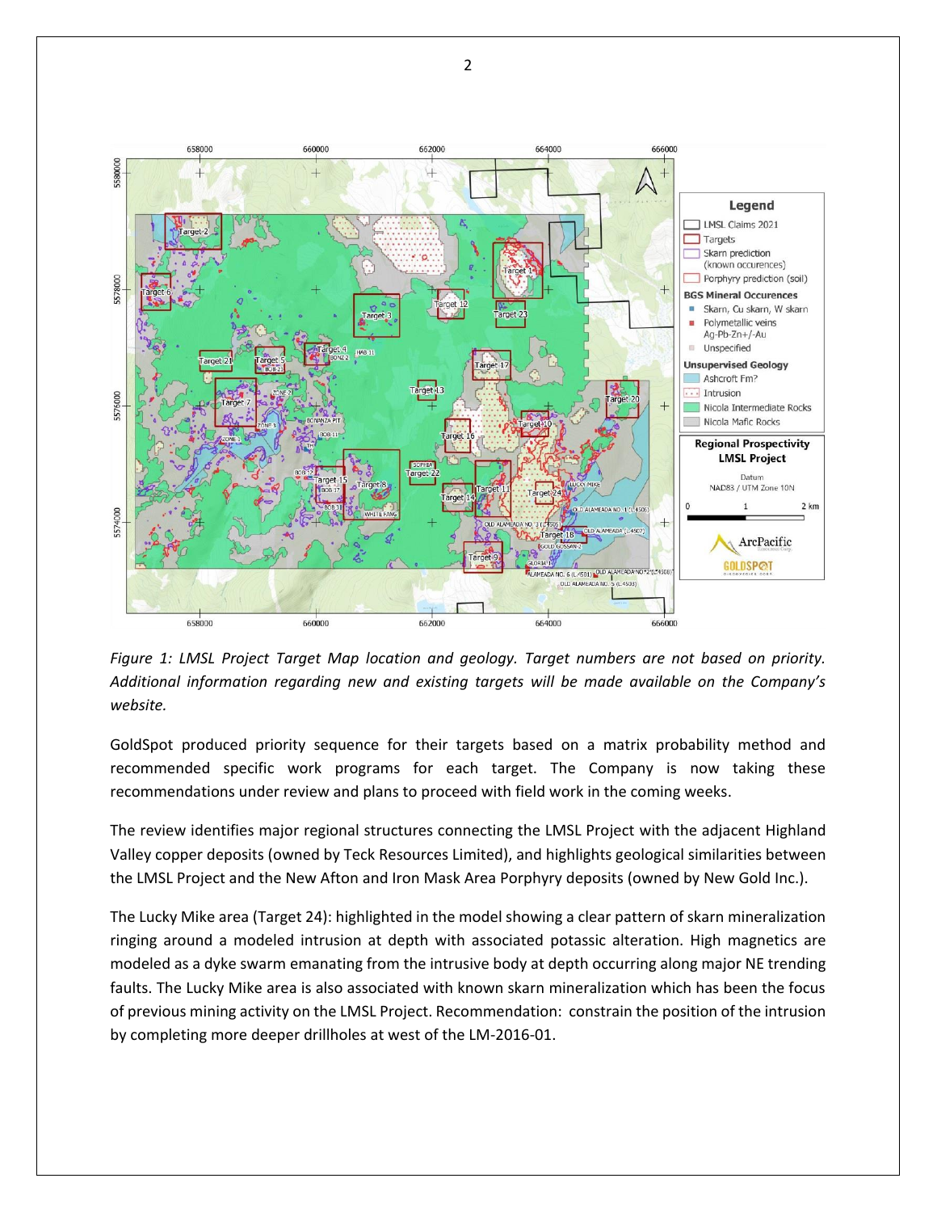*Figure 1: LMSL Project Target Map location and geology. Target numbers are not based on priority. Additional information regarding new and existing targets will be made available on the Company's website.*

GoldSpot produced priority sequence for their targets based on a matrix probability method and recommended specific work programs for each target. The Company is now taking these recommendations under review and plans to proceed with field work in the coming weeks.

The review identifies major regional structures connecting the LMSL Project with the adjacent Highland Valley copper deposits (owned by Teck Resources Limited), and highlights geological similarities between the LMSL Project and the New Afton and Iron Mask Area Porphyry deposits (owned by New Gold Inc.).

The Lucky Mike area (Target 24): highlighted in the model showing a clear pattern of skarn mineralization ringing around a modeled intrusion at depth with associated potassic alteration. High magnetics are modeled as a dyke swarm emanating from the intrusive body at depth occurring along major NE trending faults. The Lucky Mike area is also associated with known skarn mineralization which has been the focus of previous mining activity on the LMSL Project. Recommendation: constrain the position of the intrusion by completing more deeper drillholes at west of the LM-2016-01.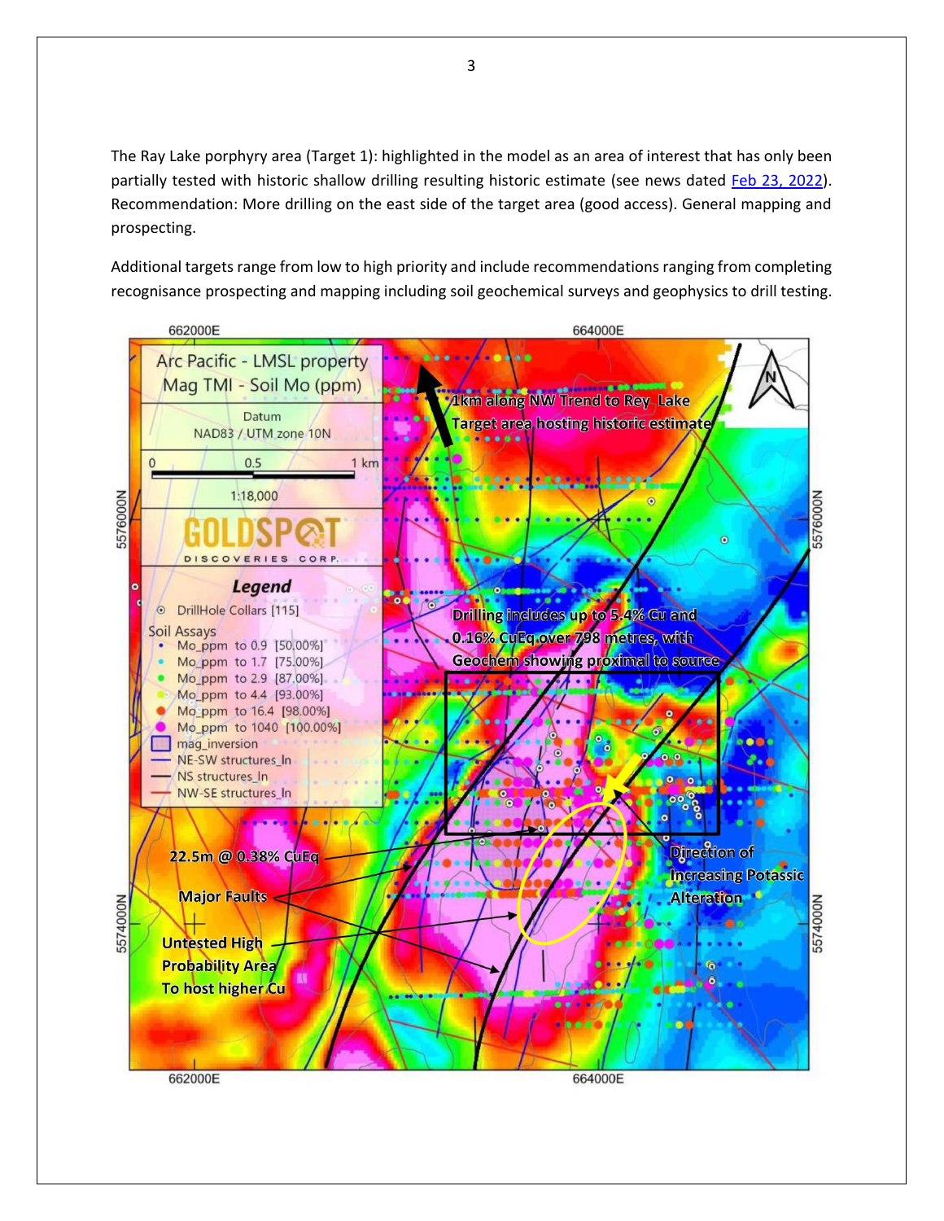The Ray Lake porphyry area (Target 1): highlighted in the model as an area of interest that has only been partially tested with historic shallow drilling resulting historic estimate (see news dated Feb 23, 2022). Recommendation: More drilling on the east side of the target area (good access). General mapping and prospecting.

Additional targets range from low to high priority and include recommendations ranging from completing recognisance prospecting and mapping including soil geochemical surveys and geophysics to drill testing.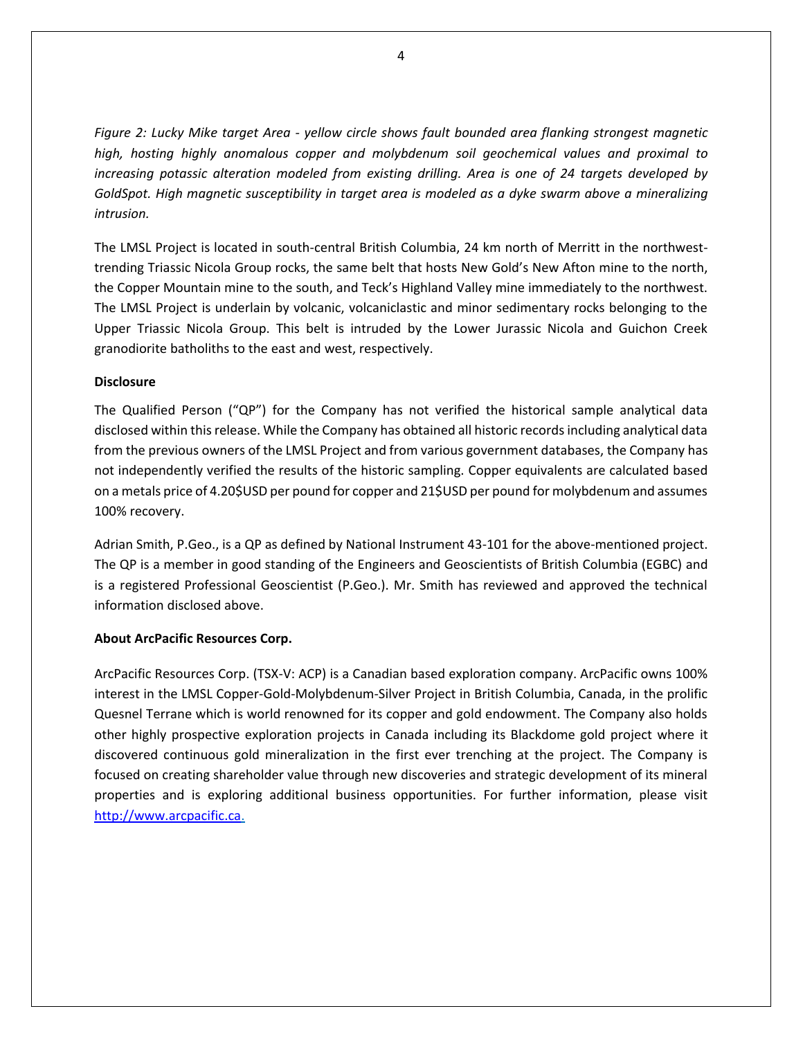*Figure 2: Lucky Mike target Area - yellow circle shows fault bounded area flanking strongest magnetic high, hosting highly anomalous copper and molybdenum soil geochemical values and proximal to increasing potassic alteration modeled from existing drilling. Area is one of 24 targets developed by GoldSpot. High magnetic susceptibility in target area is modeled as a dyke swarm above a mineralizing intrusion.*

The LMSL Project is located in south-central British Columbia, 24 km north of Merritt in the northwest-trending Triassic Nicola Group rocks, the same belt that hosts New Gold's New Afton mine to the north, the Copper Mountain mine to the south, and Teck's Highland Valley mine immediately to the northwest. The LMSL Project is underlain by volcanic, volcaniclastic and minor sedimentary rocks belonging to the Upper Triassic Nicola Group. This belt is intruded by the Lower Jurassic Nicola and Guichon Creek granodiorite batholiths to the east and west, respectively.

**Disclosure**

The Qualified Person ("QP") for the Company has not verified the historical sample analytical data disclosed within this release. While the Company has obtained all historic records including analytical data from the previous owners of the LMSL Project and from various government databases, the Company has not independently verified the results of the historic sampling. Copper equivalents are calculated based on a metals price of 4.20$USD per pound for copper and 21$USD per pound for molybdenum and assumes 100% recovery.

Adrian Smith, P.Geo., is a QP as defined by National Instrument 43-101 for the above-mentioned project. The QP is a member in good standing of the Engineers and Geoscientists of British Columbia (EGBC) and is a registered Professional Geoscientist (P.Geo.). Mr. Smith has reviewed and approved the technical information disclosed above.

**About ArcPacific Resources Corp.**

ArcPacific Resources Corp. (TSX-V: ACP) is a Canadian based exploration company. ArcPacific owns 100% interest in the LMSL Copper-Gold-Molybdenum-Silver Project in British Columbia, Canada, in the prolific Quesnel Terrane which is world renowned for its copper and gold endowment. The Company also holds other highly prospective exploration projects in Canada including its Blackdome gold project where it discovered continuous gold mineralization in the first ever trenching at the project. The Company is focused on creating shareholder value through new discoveries and strategic development of its mineral properties and is exploring additional business opportunities. For further information, please visit [http://www.arcpacific.ca](http://www.arcpacific.ca).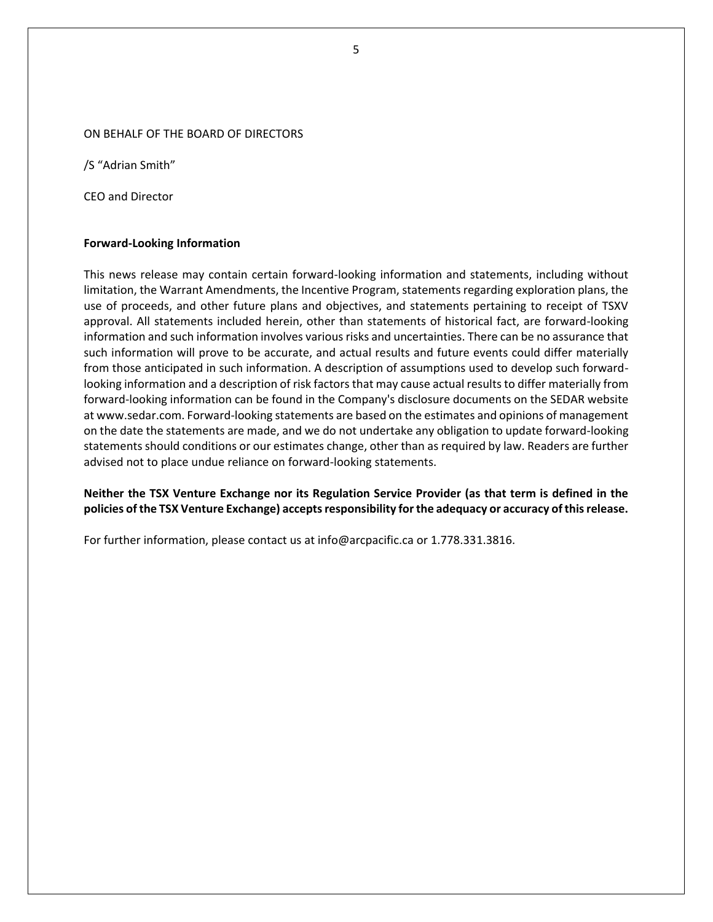ON BEHALF OF THE BOARD OF DIRECTORS

/S "Adrian Smith"

CEO and Director

**Forward-Looking Information**

This news release may contain certain forward-looking information and statements, including without limitation, the Warrant Amendments, the Incentive Program, statements regarding exploration plans, the use of proceeds, and other future plans and objectives, and statements pertaining to receipt of TSXV approval. All statements included herein, other than statements of historical fact, are forward-looking information and such information involves various risks and uncertainties. There can be no assurance that such information will prove to be accurate, and actual results and future events could differ materially from those anticipated in such information. A description of assumptions used to develop such forward-looking information and a description of risk factors that may cause actual results to differ materially from forward-looking information can be found in the Company's disclosure documents on the SEDAR website at www.sedar.com. Forward-looking statements are based on the estimates and opinions of management on the date the statements are made, and we do not undertake any obligation to update forward-looking statements should conditions or our estimates change, other than as required by law. Readers are further advised not to place undue reliance on forward-looking statements.

**Neither the TSX Venture Exchange nor its Regulation Service Provider (as that term is defined in the policies of the TSX Venture Exchange) accepts responsibility for the adequacy or accuracy of this release.**

For further information, please contact us at info@arcpacific.ca or 1.778.331.3816.